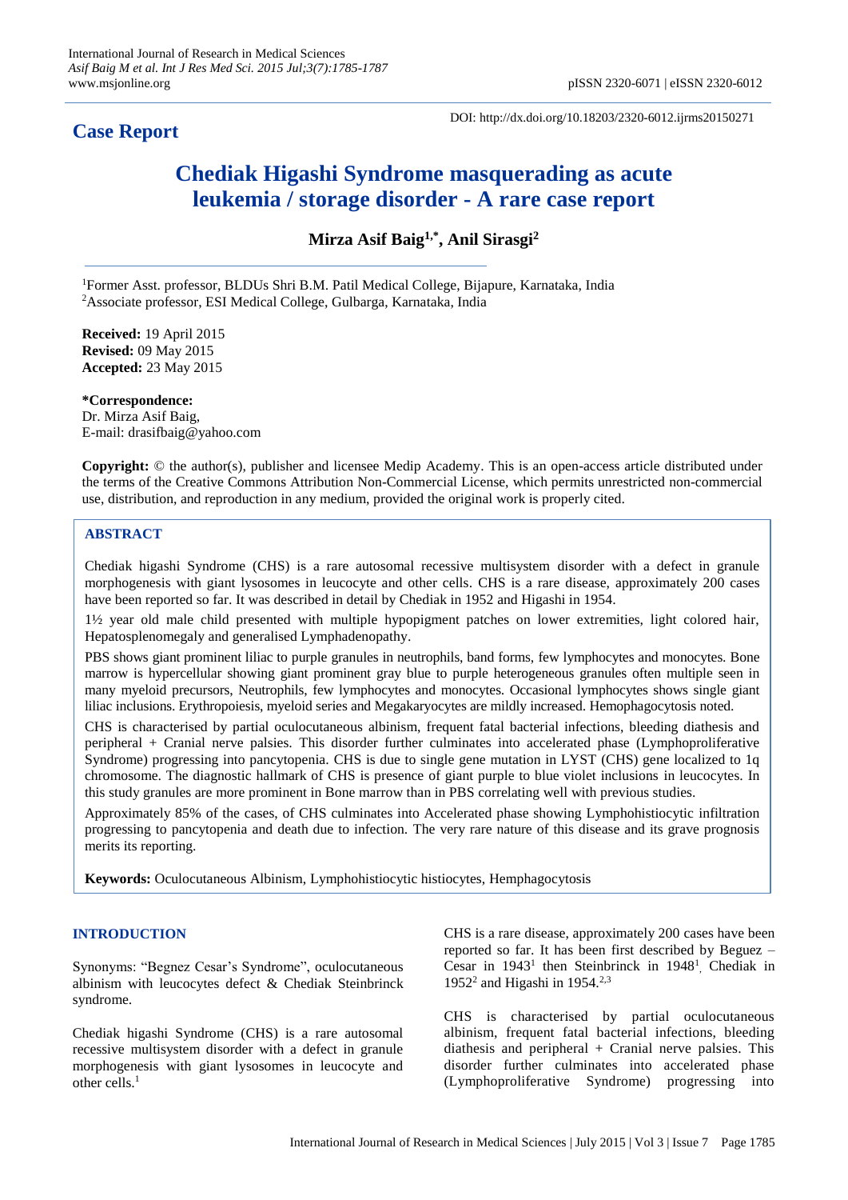## Case Report

DOI: http://dx.doi.org/10.18203/2320-6012.ijrms20150271

# Chediak Higashi Syndrome masquerading as acute leukemia / storage disorder - A rare case report

**Mirza Asif Baig[1,*], Anil Sirasgi[2]**

[1]Former Asst. professor, BLDUs Shri B.M. Patil Medical College, Bijapure, Karnataka, India
[2]Associate professor, ESI Medical College, Gulbarga, Karnataka, India

**Received:** 19 April 2015
**Revised:** 09 May 2015
**Accepted:** 23 May 2015

***Correspondence:**
Dr. Mirza Asif Baig,
E-mail: drasifbaig@yahoo.com

**Copyright:** © the author(s), publisher and licensee Medip Academy. This is an open-access article distributed under the terms of the Creative Commons Attribution Non-Commercial License, which permits unrestricted non-commercial use, distribution, and reproduction in any medium, provided the original work is properly cited.

## ABSTRACT

Chediak higashi Syndrome (CHS) is a rare autosomal recessive multisystem disorder with a defect in granule morphogenesis with giant lysosomes in leucocyte and other cells. CHS is a rare disease, approximately 200 cases have been reported so far. It was described in detail by Chediak in 1952 and Higashi in 1954.

1½ year old male child presented with multiple hypopigment patches on lower extremities, light colored hair, Hepatosplenomegaly and generalised Lymphadenopathy.

PBS shows giant prominent liliac to purple granules in neutrophils, band forms, few lymphocytes and monocytes. Bone marrow is hypercellular showing giant prominent gray blue to purple heterogeneous granules often multiple seen in many myeloid precursors, Neutrophils, few lymphocytes and monocytes. Occasional lymphocytes shows single giant liliac inclusions. Erythropoiesis, myeloid series and Megakaryocytes are mildly increased. Hemophagocytosis noted.

CHS is characterised by partial oculocutaneous albinism, frequent fatal bacterial infections, bleeding diathesis and peripheral + Cranial nerve palsies. This disorder further culminates into accelerated phase (Lymphoproliferative Syndrome) progressing into pancytopenia. CHS is due to single gene mutation in LYST (CHS) gene localized to 1q chromosome. The diagnostic hallmark of CHS is presence of giant purple to blue violet inclusions in leucocytes. In this study granules are more prominent in Bone marrow than in PBS correlating well with previous studies.

Approximately 85% of the cases, of CHS culminates into Accelerated phase showing Lymphohistiocytic infiltration progressing to pancytopenia and death due to infection. The very rare nature of this disease and its grave prognosis merits its reporting.

**Keywords:** Oculocutaneous Albinism, Lymphohistiocytic histiocytes, Hemphagocytosis

## INTRODUCTION

Synonyms: "Begnez Cesar's Syndrome", oculocutaneous albinism with leucocytes defect & Chediak Steinbrinck syndrome.

Chediak higashi Syndrome (CHS) is a rare autosomal recessive multisystem disorder with a defect in granule morphogenesis with giant lysosomes in leucocyte and other cells.[1]

CHS is a rare disease, approximately 200 cases have been reported so far. It has been first described by Beguez – Cesar in 1943[1] then Steinbrinck in 1948[1], Chediak in 1952[2] and Higashi in 1954.[2,3]

CHS is characterised by partial oculocutaneous albinism, frequent fatal bacterial infections, bleeding diathesis and peripheral + Cranial nerve palsies. This disorder further culminates into accelerated phase (Lymphoproliferative Syndrome) progressing into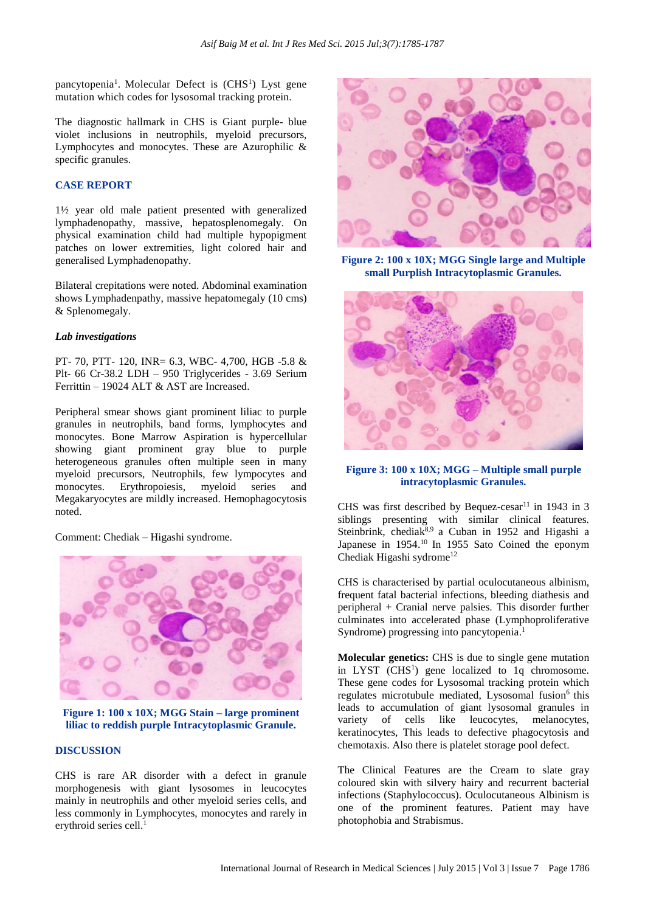pancytopenia[1]. Molecular Defect is (CHS[1]) Lyst gene mutation which codes for lysosomal tracking protein.

The diagnostic hallmark in CHS is Giant purple- blue violet inclusions in neutrophils, myeloid precursors, Lymphocytes and monocytes. These are Azurophilic & specific granules.

## CASE REPORT

1½ year old male patient presented with generalized lymphadenopathy, massive, hepatosplenomegaly. On physical examination child had multiple hypopigment patches on lower extremities, light colored hair and generalised Lymphadenopathy.

Bilateral crepitations were noted. Abdominal examination shows Lymphadenpathy, massive hepatomegaly (10 cms) & Splenomegaly.

### *Lab investigations*

PT- 70, PTT- 120, INR= 6.3, WBC- 4,700, HGB -5.8 & Plt- 66 Cr-38.2 LDH – 950 Triglycerides - 3.69 Serium Ferrittin – 19024 ALT & AST are Increased.

Peripheral smear shows giant prominent liliac to purple granules in neutrophils, band forms, lymphocytes and monocytes. Bone Marrow Aspiration is hypercellular showing giant prominent gray blue to purple heterogeneous granules often multiple seen in many myeloid precursors, Neutrophils, few lympocytes and monocytes. Erythropoiesis, myeloid series and Megakaryocytes are mildly increased. Hemophagocytosis noted.

Comment: Chediak – Higashi syndrome.

**Figure 1: 100 x 10X; MGG Stain – large prominent liliac to reddish purple Intracytoplasmic Granule.**

## DISCUSSION

CHS is rare AR disorder with a defect in granule morphogenesis with giant lysosomes in leucocytes mainly in neutrophils and other myeloid series cells, and less commonly in Lymphocytes, monocytes and rarely in erythroid series cell.[1]

**Figure 2: 100 x 10X; MGG Single large and Multiple small Purplish Intracytoplasmic Granules.**

**Figure 3: 100 x 10X; MGG – Multiple small purple intracytoplasmic Granules.**

CHS was first described by Bequez-cesar[11] in 1943 in 3 siblings presenting with similar clinical features. Steinbrink, chediak[8,9] a Cuban in 1952 and Higashi a Japanese in 1954.[10] In 1955 Sato Coined the eponym Chediak Higashi sydrome[12]

CHS is characterised by partial oculocutaneous albinism, frequent fatal bacterial infections, bleeding diathesis and peripheral + Cranial nerve palsies. This disorder further culminates into accelerated phase (Lymphoproliferative Syndrome) progressing into pancytopenia.[1]

**Molecular genetics:** CHS is due to single gene mutation in LYST (CHS[1]) gene localized to 1q chromosome. These gene codes for Lysosomal tracking protein which regulates microtubule mediated, Lysosomal fusion[6] this leads to accumulation of giant lysosomal granules in variety of cells like leucocytes, melanocytes, keratinocytes, This leads to defective phagocytosis and chemotaxis. Also there is platelet storage pool defect.

The Clinical Features are the Cream to slate gray coloured skin with silvery hairy and recurrent bacterial infections (Staphylococcus). Oculocutaneous Albinism is one of the prominent features. Patient may have photophobia and Strabismus.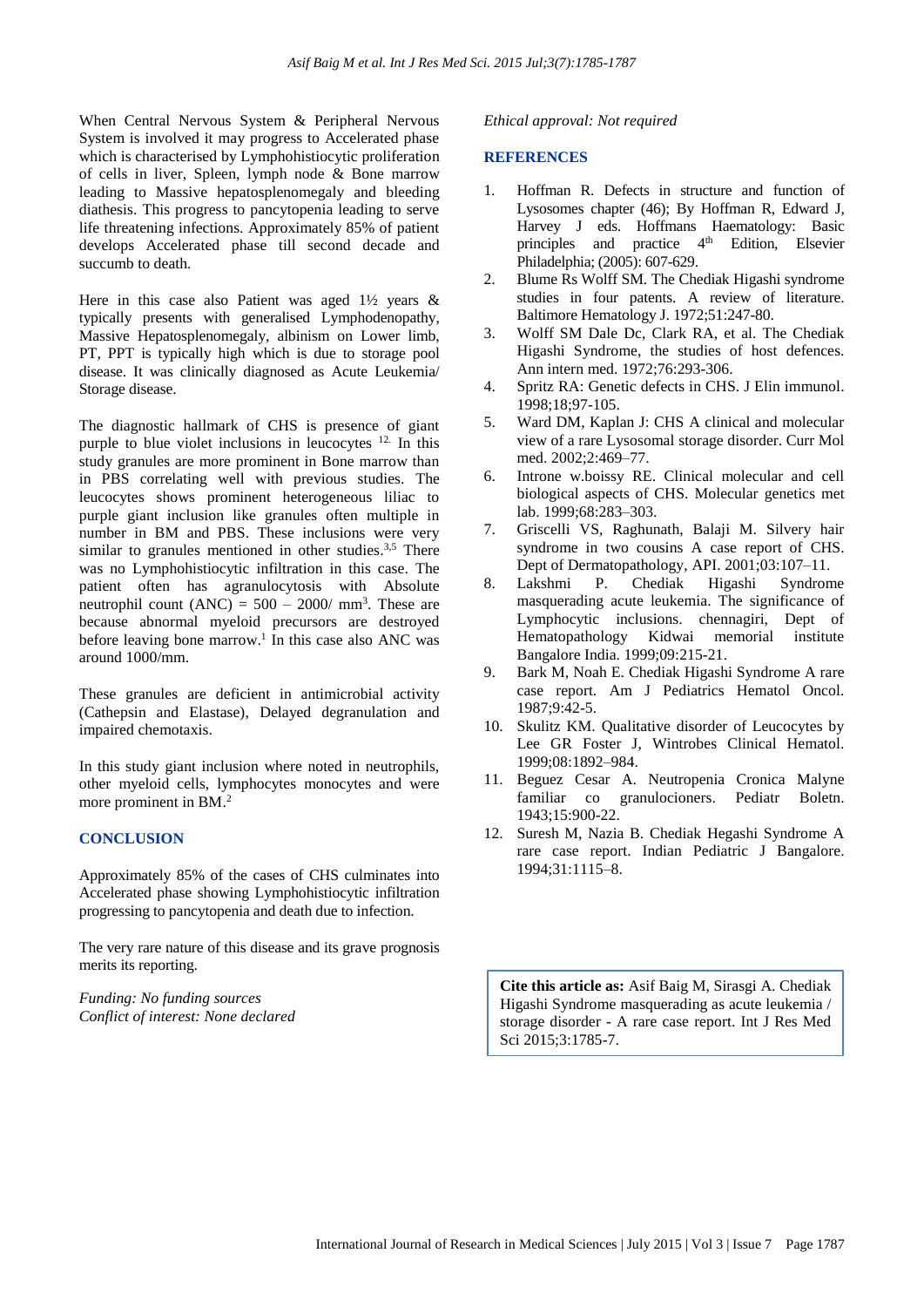When Central Nervous System & Peripheral Nervous System is involved it may progress to Accelerated phase which is characterised by Lymphohistiocytic proliferation of cells in liver, Spleen, lymph node & Bone marrow leading to Massive hepatosplenomegaly and bleeding diathesis. This progress to pancytopenia leading to serve life threatening infections. Approximately 85% of patient develops Accelerated phase till second decade and succumb to death.

Here in this case also Patient was aged 1½ years & typically presents with generalised Lymphodenopathy, Massive Hepatosplenomegaly, albinism on Lower limb, PT, PPT is typically high which is due to storage pool disease. It was clinically diagnosed as Acute Leukemia/ Storage disease.

The diagnostic hallmark of CHS is presence of giant purple to blue violet inclusions in leucocytes [12]. In this study granules are more prominent in Bone marrow than in PBS correlating well with previous studies. The leucocytes shows prominent heterogeneous liliac to purple giant inclusion like granules often multiple in number in BM and PBS. These inclusions were very similar to granules mentioned in other studies.[3,5] There was no Lymphohistiocytic infiltration in this case. The patient often has agranulocytosis with Absolute neutrophil count (ANC) = 500 – 2000/ mm$^3$. These are because abnormal myeloid precursors are destroyed before leaving bone marrow.[1] In this case also ANC was around 1000/mm.

These granules are deficient in antimicrobial activity (Cathepsin and Elastase), Delayed degranulation and impaired chemotaxis.

In this study giant inclusion where noted in neutrophils, other myeloid cells, lymphocytes monocytes and were more prominent in BM.[2]

## CONCLUSION

Approximately 85% of the cases of CHS culminates into Accelerated phase showing Lymphohistiocytic infiltration progressing to pancytopenia and death due to infection.

The very rare nature of this disease and its grave prognosis merits its reporting.

*Funding: No funding sources*
*Conflict of interest: None declared*
*Ethical approval: Not required*

## REFERENCES

1. Hoffman R. Defects in structure and function of Lysosomes chapter (46); By Hoffman R, Edward J, Harvey J eds. Hoffmans Haematology: Basic principles and practice 4th Edition, Elsevier Philadelphia; (2005): 607-629.
2. Blume Rs Wolff SM. The Chediak Higashi syndrome studies in four patents. A review of literature. Baltimore Hematology J. 1972;51:247-80.
3. Wolff SM Dale Dc, Clark RA, et al. The Chediak Higashi Syndrome, the studies of host defences. Ann intern med. 1972;76:293-306.
4. Spritz RA: Genetic defects in CHS. J Elin immunol. 1998;18;97-105.
5. Ward DM, Kaplan J: CHS A clinical and molecular view of a rare Lysosomal storage disorder. Curr Mol med. 2002;2:469–77.
6. Introne w.boissy RE. Clinical molecular and cell biological aspects of CHS. Molecular genetics met lab. 1999;68:283–303.
7. Griscelli VS, Raghunath, Balaji M. Silvery hair syndrome in two cousins A case report of CHS. Dept of Dermatopathology, API. 2001;03:107–11.
8. Lakshmi P. Chediak Higashi Syndrome masquerading acute leukemia. The significance of Lymphocytic inclusions. chennagiri, Dept of Hematopathology Kidwai memorial institute Bangalore India. 1999;09:215-21.
9. Bark M, Noah E. Chediak Higashi Syndrome A rare case report. Am J Pediatrics Hematol Oncol. 1987;9:42-5.
10. Skulitz KM. Qualitative disorder of Leucocytes by Lee GR Foster J, Wintrobes Clinical Hematol. 1999;08:1892–984.
11. Beguez Cesar A. Neutropenia Cronica Malyne familiar co granulocioners. Pediatr Boletn. 1943;15:900-22.
12. Suresh M, Nazia B. Chediak Hegashi Syndrome A rare case report. Indian Pediatric J Bangalore. 1994;31:1115–8.

**Cite this article as:** Asif Baig M, Sirasgi A. Chediak Higashi Syndrome masquerading as acute leukemia / storage disorder - A rare case report. Int J Res Med Sci 2015;3:1785-7.